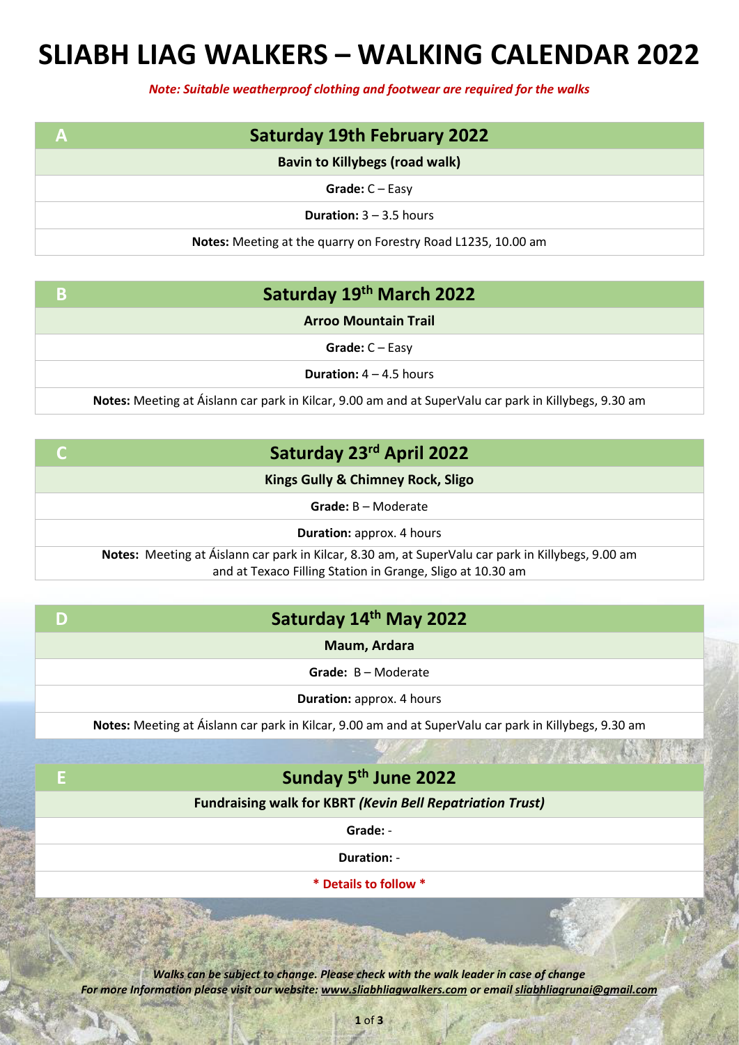# SLIABH LIAG WALKERS – WALKING CALENDAR 2022

***Note: Suitable weatherproof clothing and footwear are required for the walks***

| A | Saturday 19th February 2022 |
|---|---|
| | **Bavin to Killybegs (road walk)** |
| | **Grade:** C – Easy |
| | **Duration:** 3 – 3.5 hours |
| | **Notes:** Meeting at the quarry on Forestry Road L1235, 10.00 am |

| B | Saturday 19th March 2022 |
|---|---|
| | **Arroo Mountain Trail** |
| | **Grade:** C – Easy |
| | **Duration:** 4 – 4.5 hours |
| | **Notes:** Meeting at Áislann car park in Kilcar, 9.00 am and at SuperValu car park in Killybegs, 9.30 am |

| C | Saturday 23rd April 2022 |
|---|---|
| | **Kings Gully & Chimney Rock, Sligo** |
| | **Grade:** B – Moderate |
| | **Duration:** approx. 4 hours |
| | **Notes:** Meeting at Áislann car park in Kilcar, 8.30 am, at SuperValu car park in Killybegs, 9.00 am and at Texaco Filling Station in Grange, Sligo at 10.30 am |

| D | Saturday 14th May 2022 |
|---|---|
| | **Maum, Ardara** |
| | **Grade:** B – Moderate |
| | **Duration:** approx. 4 hours |
| | **Notes:** Meeting at Áislann car park in Kilcar, 9.00 am and at SuperValu car park in Killybegs, 9.30 am |

| E | Sunday 5th June 2022 |
|---|---|
| | **Fundraising walk for KBRT *(Kevin Bell Repatriation Trust)*** |
| | **Grade:** - |
| | **Duration:** - |
| | *** Details to follow *** |

***Walks can be subject to change. Please check with the walk leader in case of change***
***For more Information please visit our website: www.sliabhliagwalkers.com or email sliabhliagrunai@gmail.com***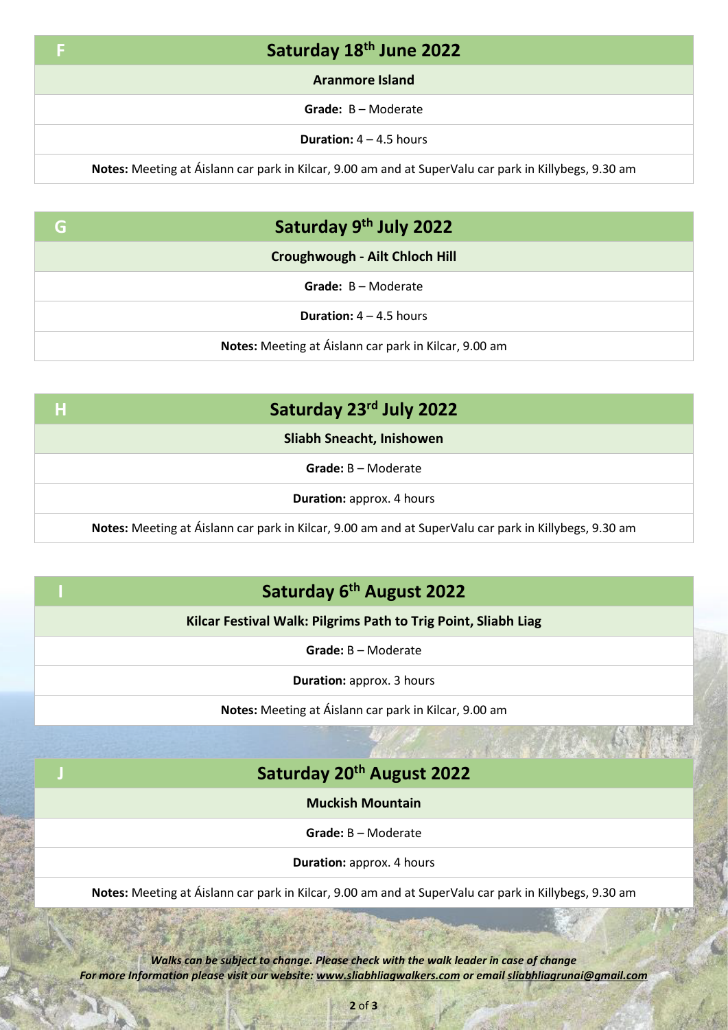| F | Saturday 18th June 2022 |
|---|---|
| | **Aranmore Island** |
| | **Grade:** B – Moderate |
| | **Duration:** 4 – 4.5 hours |
| | **Notes:** Meeting at Áislann car park in Kilcar, 9.00 am and at SuperValu car park in Killybegs, 9.30 am |

| G | Saturday 9th July 2022 |
|---|---|
| | **Croughwough - Ailt Chloch Hill** |
| | **Grade:** B – Moderate |
| | **Duration:** 4 – 4.5 hours |
| | **Notes:** Meeting at Áislann car park in Kilcar, 9.00 am |

| H | Saturday 23rd July 2022 |
|---|---|
| | **Sliabh Sneacht, Inishowen** |
| | **Grade:** B – Moderate |
| | **Duration:** approx. 4 hours |
| | **Notes:** Meeting at Áislann car park in Kilcar, 9.00 am and at SuperValu car park in Killybegs, 9.30 am |

| I | Saturday 6th August 2022 |
|---|---|
| | **Kilcar Festival Walk: Pilgrims Path to Trig Point, Sliabh Liag** |
| | **Grade:** B – Moderate |
| | **Duration:** approx. 3 hours |
| | **Notes:** Meeting at Áislann car park in Kilcar, 9.00 am |

| J | Saturday 20th August 2022 |
|---|---|
| | **Muckish Mountain** |
| | **Grade:** B – Moderate |
| | **Duration:** approx. 4 hours |
| | **Notes:** Meeting at Áislann car park in Kilcar, 9.00 am and at SuperValu car park in Killybegs, 9.30 am |

***Walks can be subject to change. Please check with the walk leader in case of change***
***For more Information please visit our website: www.sliabhliagwalkers.com or email sliabhliagrunai@gmail.com***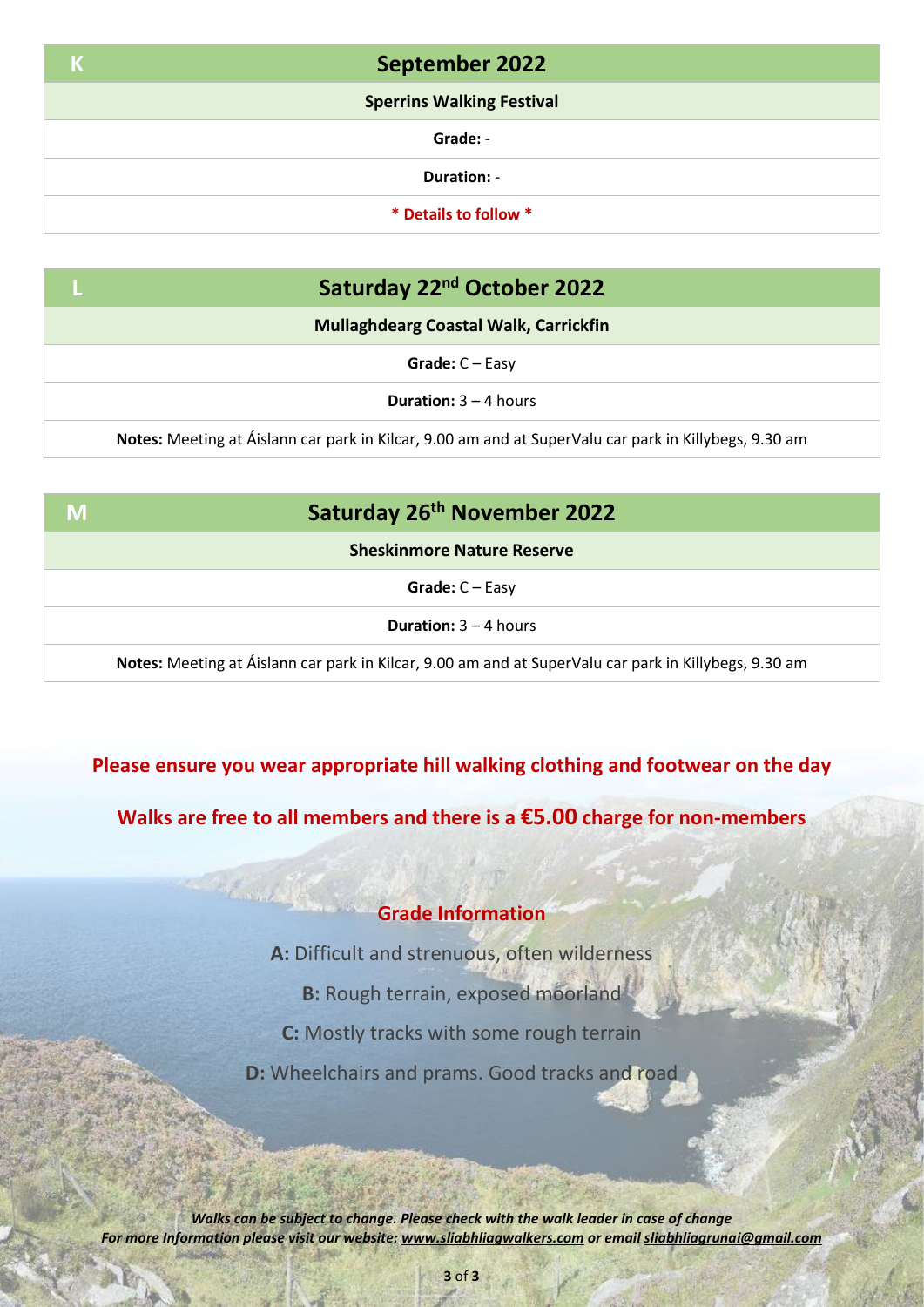| K | September 2022 |
|---|---|
| | **Sperrins Walking Festival** |
| | **Grade:** - |
| | **Duration:** - |
| | *** Details to follow *** |

| L | Saturday 22nd October 2022 |
|---|---|
| | **Mullaghdearg Coastal Walk, Carrickfin** |
| | **Grade:** C – Easy |
| | **Duration:** 3 – 4 hours |
| | **Notes:** Meeting at Áislann car park in Kilcar, 9.00 am and at SuperValu car park in Killybegs, 9.30 am |

| M | Saturday 26th November 2022 |
|---|---|
| | **Sheskinmore Nature Reserve** |
| | **Grade:** C – Easy |
| | **Duration:** 3 – 4 hours |
| | **Notes:** Meeting at Áislann car park in Kilcar, 9.00 am and at SuperValu car park in Killybegs, 9.30 am |

**Please ensure you wear appropriate hill walking clothing and footwear on the day**

**Walks are free to all members and there is a €5.00 charge for non-members**

## Grade Information

**A:** Difficult and strenuous, often wilderness

**B:** Rough terrain, exposed moorland

**C:** Mostly tracks with some rough terrain

**D:** Wheelchairs and prams. Good tracks and road

***Walks can be subject to change. Please check with the walk leader in case of change***
***For more Information please visit our website: www.sliabhliagwalkers.com or email sliabhliagrunai@gmail.com***